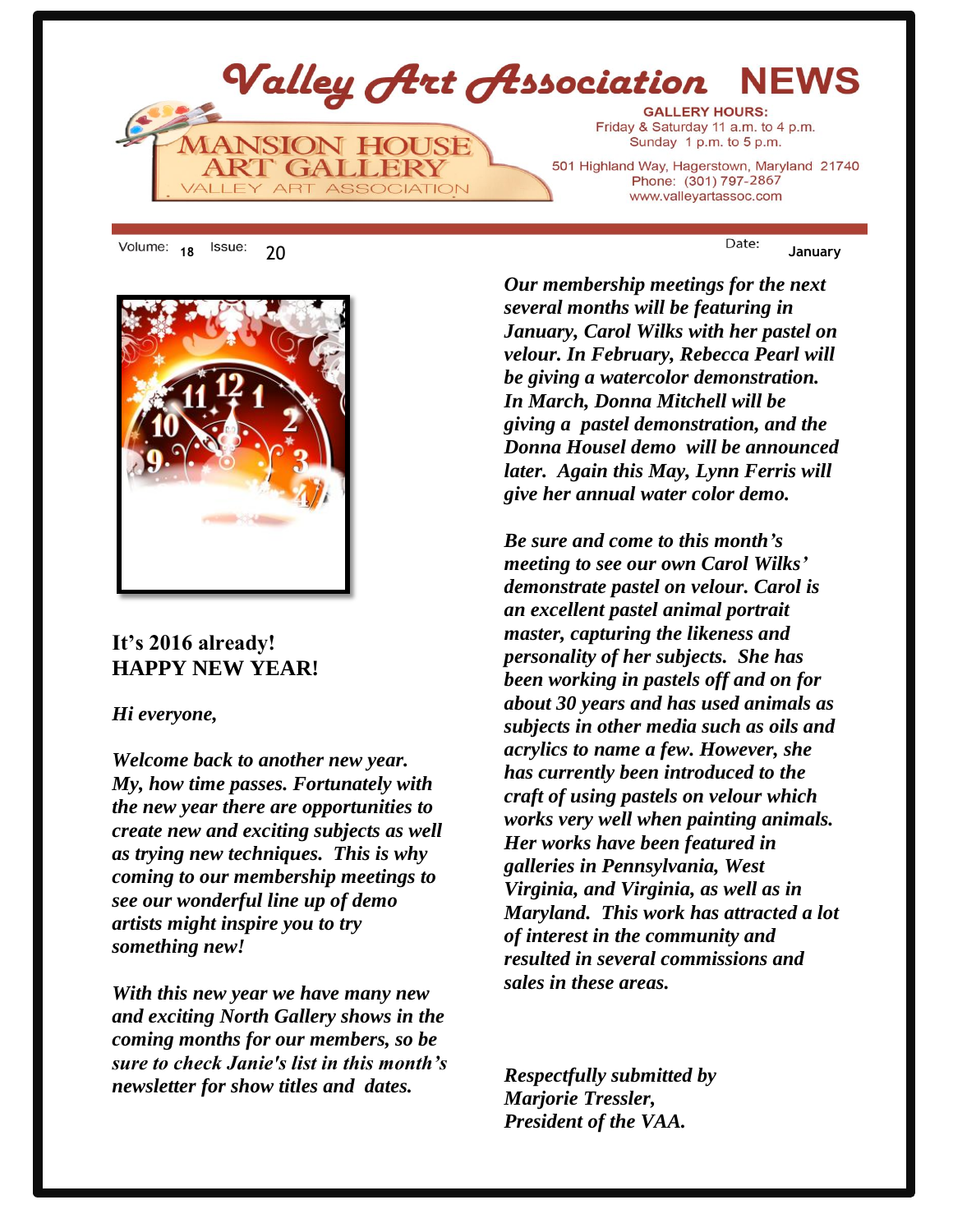# Valley Art Association NEWS

MANSION HOUSE ART GALLERY
VALLEY ART ASSOCIATION

**GALLERY HOURS:**
Friday & Saturday 11 a.m. to 4 p.m.
Sunday 1 p.m. to 5 p.m.

501 Highland Way, Hagerstown, Maryland 21740
Phone: (301) 797-2867
www.valleyartassoc.com

Volume: 18 Issue: 20 Date: January

**It's 2016 already!**
**HAPPY NEW YEAR!**

***Hi everyone,***

***Welcome back to another new year. My, how time passes. Fortunately with the new year there are opportunities to create new and exciting subjects as well as trying new techniques. This is why coming to our membership meetings to see our wonderful line up of demo artists might inspire you to try something new!***

***With this new year we have many new and exciting North Gallery shows in the coming months for our members, so be sure to check Janie's list in this month's newsletter for show titles and dates.***

***Our membership meetings for the next several months will be featuring in January, Carol Wilks with her pastel on velour. In February, Rebecca Pearl will be giving a watercolor demonstration. In March, Donna Mitchell will be giving a pastel demonstration, and the Donna Housel demo will be announced later. Again this May, Lynn Ferris will give her annual water color demo.***

***Be sure and come to this month's meeting to see our own Carol Wilks' demonstrate pastel on velour. Carol is an excellent pastel animal portrait master, capturing the likeness and personality of her subjects. She has been working in pastels off and on for about 30 years and has used animals as subjects in other media such as oils and acrylics to name a few. However, she has currently been introduced to the craft of using pastels on velour which works very well when painting animals. Her works have been featured in galleries in Pennsylvania, West Virginia, and Virginia, as well as in Maryland. This work has attracted a lot of interest in the community and resulted in several commissions and sales in these areas.***

***Respectfully submitted by***
***Marjorie Tressler,***
***President of the VAA.***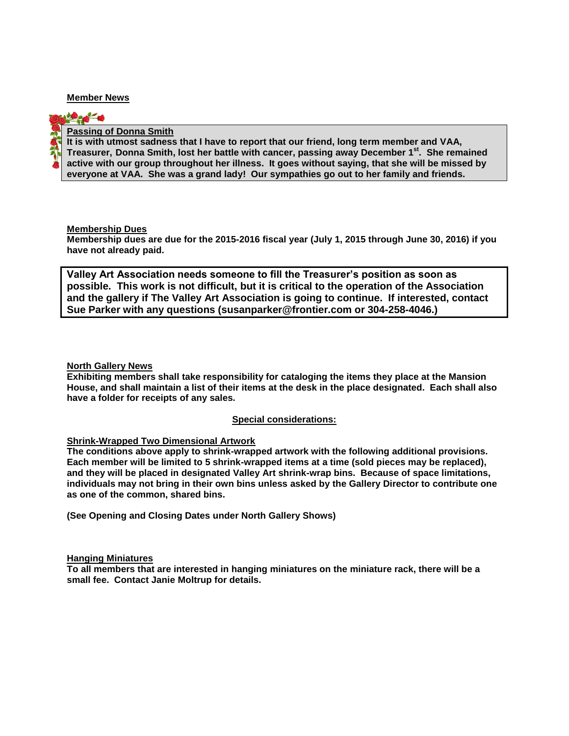## Member News

### Passing of Donna Smith

**It is with utmost sadness that I have to report that our friend, long term member and VAA, Treasurer, Donna Smith, lost her battle with cancer, passing away December 1st. She remained active with our group throughout her illness. It goes without saying, that she will be missed by everyone at VAA. She was a grand lady! Our sympathies go out to her family and friends.**

### Membership Dues

**Membership dues are due for the 2015-2016 fiscal year (July 1, 2015 through June 30, 2016) if you have not already paid.**

**Valley Art Association needs someone to fill the Treasurer's position as soon as possible. This work is not difficult, but it is critical to the operation of the Association and the gallery if The Valley Art Association is going to continue. If interested, contact Sue Parker with any questions (susanparker@frontier.com or 304-258-4046.)**

### North Gallery News

**Exhibiting members shall take responsibility for cataloging the items they place at the Mansion House, and shall maintain a list of their items at the desk in the place designated. Each shall also have a folder for receipts of any sales.**

#### Special considerations:

### Shrink-Wrapped Two Dimensional Artwork

**The conditions above apply to shrink-wrapped artwork with the following additional provisions. Each member will be limited to 5 shrink-wrapped items at a time (sold pieces may be replaced), and they will be placed in designated Valley Art shrink-wrap bins. Because of space limitations, individuals may not bring in their own bins unless asked by the Gallery Director to contribute one as one of the common, shared bins.**

**(See Opening and Closing Dates under North Gallery Shows)**

### Hanging Miniatures

**To all members that are interested in hanging miniatures on the miniature rack, there will be a small fee. Contact Janie Moltrup for details.**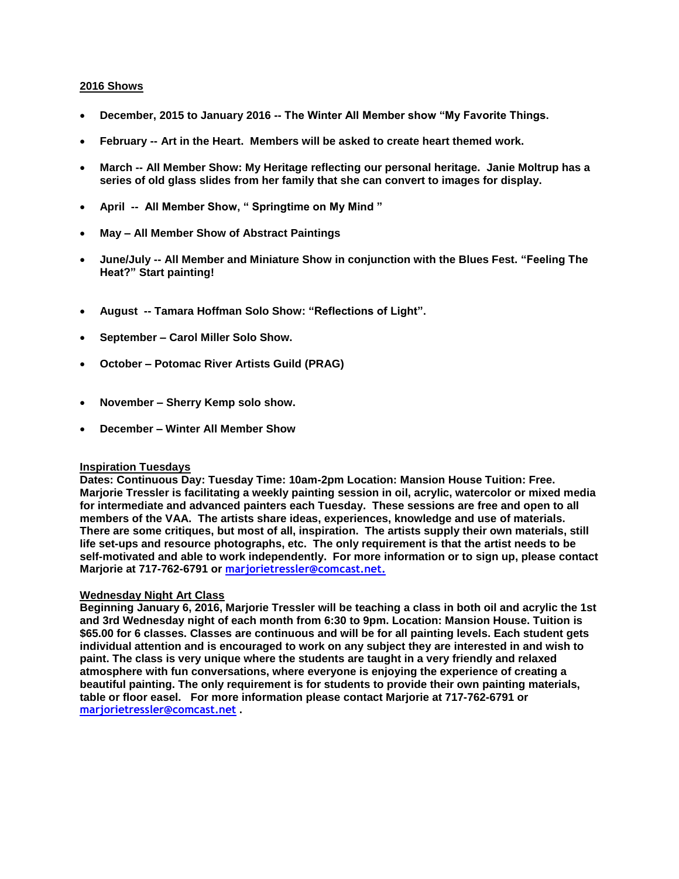## 2016 Shows

- **December, 2015 to January 2016 -- The Winter All Member show "My Favorite Things.**
- **February -- Art in the Heart. Members will be asked to create heart themed work.**
- **March -- All Member Show: My Heritage reflecting our personal heritage. Janie Moltrup has a series of old glass slides from her family that she can convert to images for display.**
- **April -- All Member Show, " Springtime on My Mind "**
- **May – All Member Show of Abstract Paintings**
- **June/July -- All Member and Miniature Show in conjunction with the Blues Fest. "Feeling The Heat?" Start painting!**
- **August -- Tamara Hoffman Solo Show: "Reflections of Light".**
- **September – Carol Miller Solo Show.**
- **October – Potomac River Artists Guild (PRAG)**
- **November – Sherry Kemp solo show.**
- **December – Winter All Member Show**

## Inspiration Tuesdays

**Dates: Continuous Day: Tuesday Time: 10am-2pm Location: Mansion House Tuition: Free. Marjorie Tressler is facilitating a weekly painting session in oil, acrylic, watercolor or mixed media for intermediate and advanced painters each Tuesday. These sessions are free and open to all members of the VAA. The artists share ideas, experiences, knowledge and use of materials. There are some critiques, but most of all, inspiration. The artists supply their own materials, still life set-ups and resource photographs, etc. The only requirement is that the artist needs to be self-motivated and able to work independently. For more information or to sign up, please contact Marjorie at 717-762-6791 or marjorietressler@comcast.net.**

## Wednesday Night Art Class

**Beginning January 6, 2016, Marjorie Tressler will be teaching a class in both oil and acrylic the 1st and 3rd Wednesday night of each month from 6:30 to 9pm. Location: Mansion House. Tuition is $65.00 for 6 classes. Classes are continuous and will be for all painting levels. Each student gets individual attention and is encouraged to work on any subject they are interested in and wish to paint. The class is very unique where the students are taught in a very friendly and relaxed atmosphere with fun conversations, where everyone is enjoying the experience of creating a beautiful painting. The only requirement is for students to provide their own painting materials, table or floor easel. For more information please contact Marjorie at 717-762-6791 or marjorietressler@comcast.net .**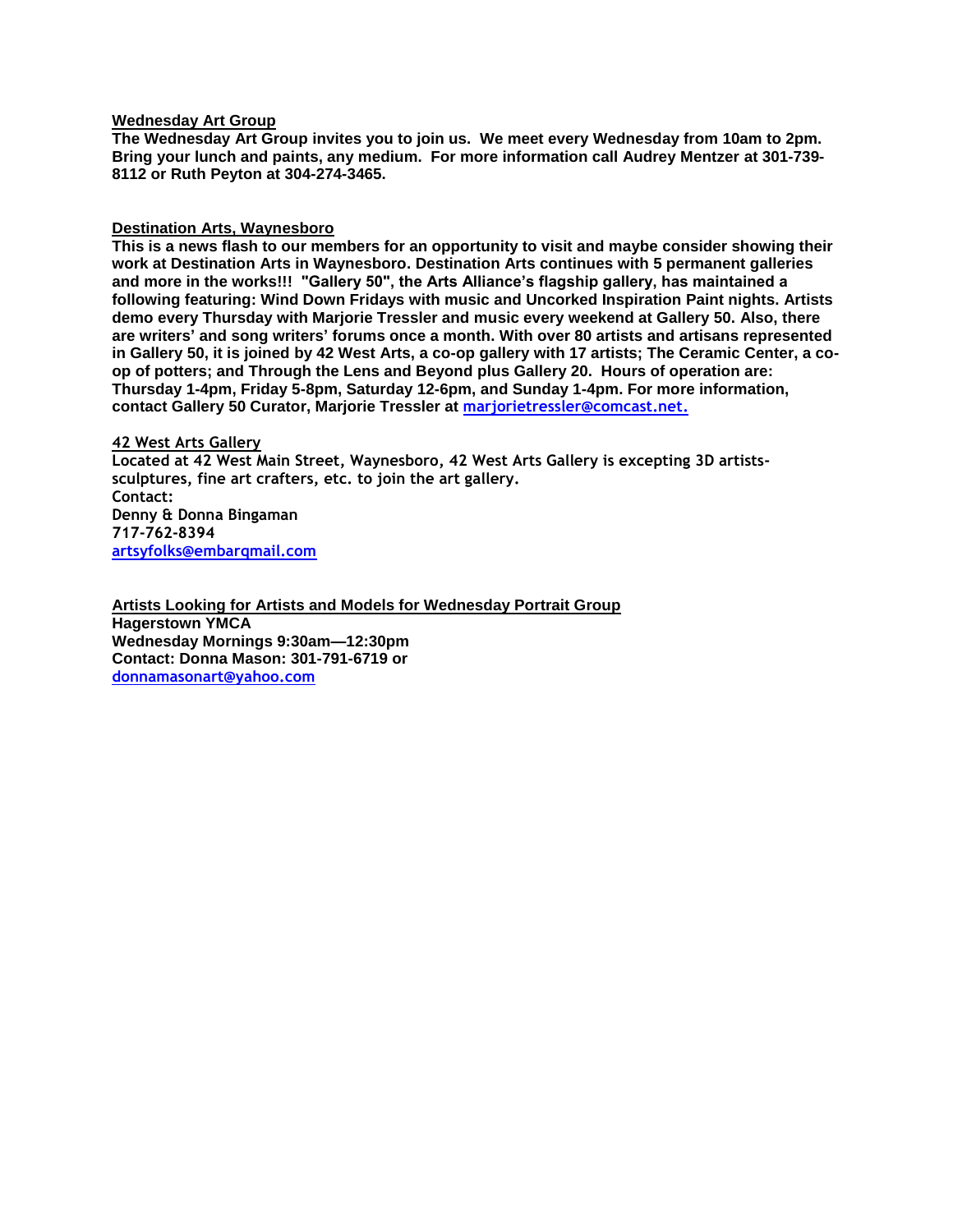**Wednesday Art Group**

**The Wednesday Art Group invites you to join us. We meet every Wednesday from 10am to 2pm. Bring your lunch and paints, any medium. For more information call Audrey Mentzer at 301-739-8112 or Ruth Peyton at 304-274-3465.**

**Destination Arts, Waynesboro**

**This is a news flash to our members for an opportunity to visit and maybe consider showing their work at Destination Arts in Waynesboro. Destination Arts continues with 5 permanent galleries and more in the works!!! "Gallery 50", the Arts Alliance's flagship gallery, has maintained a following featuring: Wind Down Fridays with music and Uncorked Inspiration Paint nights. Artists demo every Thursday with Marjorie Tressler and music every weekend at Gallery 50. Also, there are writers' and song writers' forums once a month. With over 80 artists and artisans represented in Gallery 50, it is joined by 42 West Arts, a co-op gallery with 17 artists; The Ceramic Center, a co-op of potters; and Through the Lens and Beyond plus Gallery 20. Hours of operation are: Thursday 1-4pm, Friday 5-8pm, Saturday 12-6pm, and Sunday 1-4pm. For more information, contact Gallery 50 Curator, Marjorie Tressler at marjorietressler@comcast.net.**

**42 West Arts Gallery**

**Located at 42 West Main Street, Waynesboro, 42 West Arts Gallery is excepting 3D artists-sculptures, fine art crafters, etc. to join the art gallery.**
**Contact:**
**Denny & Donna Bingaman**
**717-762-8394**
**artsyfolks@embarqmail.com**

**Artists Looking for Artists and Models for Wednesday Portrait Group**

**Hagerstown YMCA**
**Wednesday Mornings 9:30am—12:30pm**
**Contact: Donna Mason: 301-791-6719 or**
**donnamasonart@yahoo.com**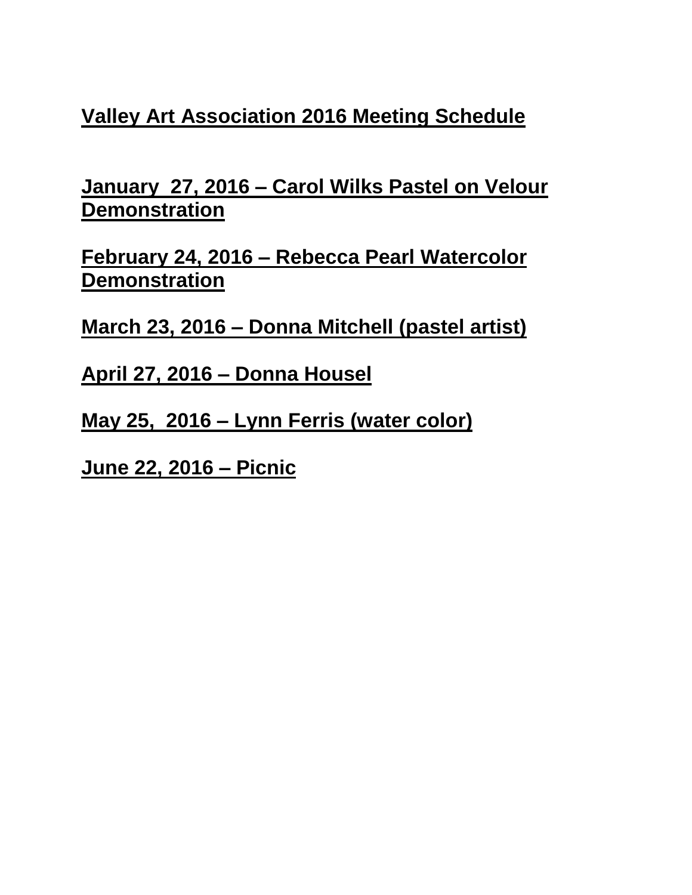**Valley Art Association 2016 Meeting Schedule**

**January 27, 2016 – Carol Wilks Pastel on Velour Demonstration**

**February 24, 2016 – Rebecca Pearl Watercolor Demonstration**

**March 23, 2016 – Donna Mitchell (pastel artist)**

**April 27, 2016 – Donna Housel**

**May 25, 2016 – Lynn Ferris (water color)**

**June 22, 2016 – Picnic**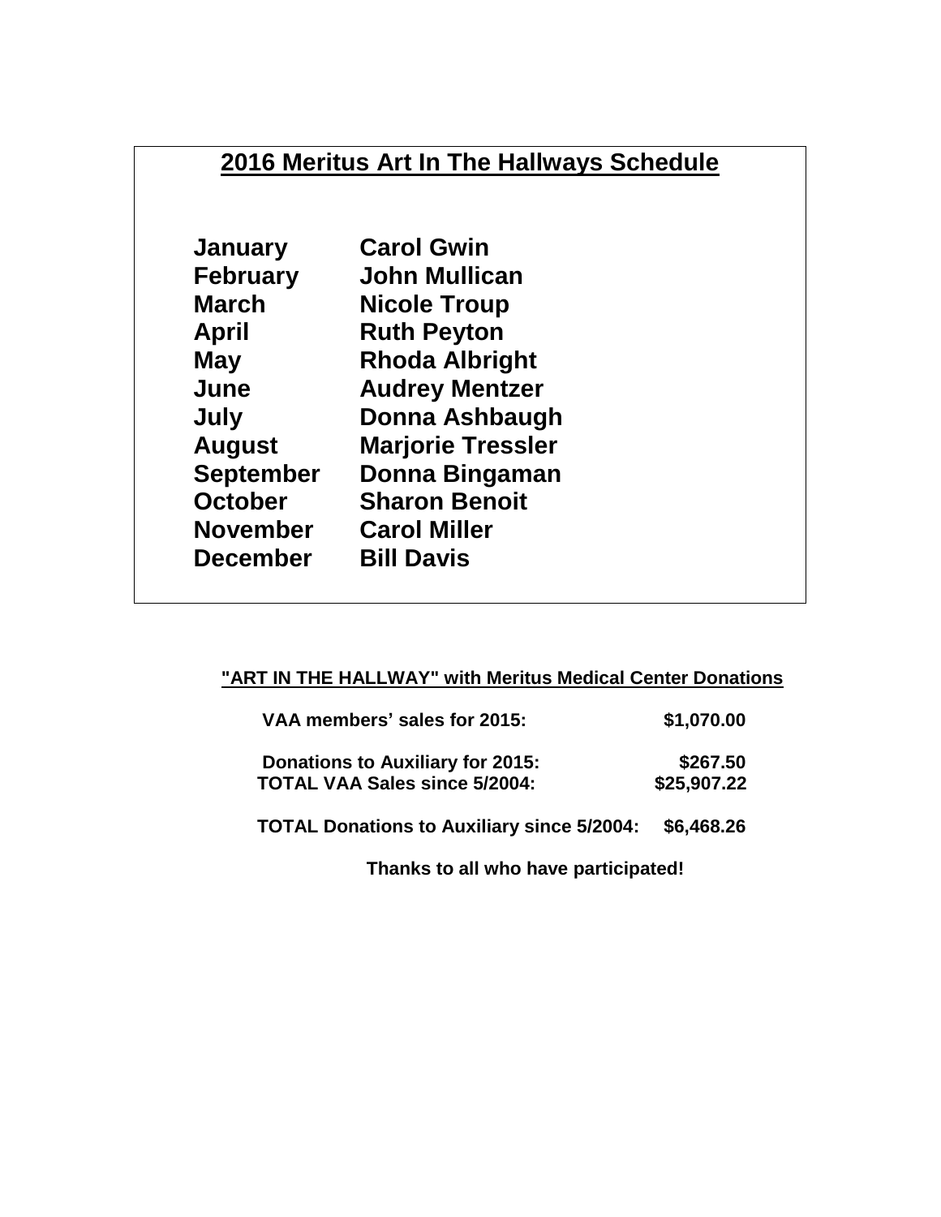## 2016 Meritus Art In The Hallways Schedule

| Month | Artist |
|---|---|
| **January** | **Carol Gwin** |
| **February** | **John Mullican** |
| **March** | **Nicole Troup** |
| **April** | **Ruth Peyton** |
| **May** | **Rhoda Albright** |
| **June** | **Audrey Mentzer** |
| **July** | **Donna Ashbaugh** |
| **August** | **Marjorie Tressler** |
| **September** | **Donna Bingaman** |
| **October** | **Sharon Benoit** |
| **November** | **Carol Miller** |
| **December** | **Bill Davis** |

**"ART IN THE HALLWAY" with Meritus Medical Center Donations**

| | |
|---|---|
| **VAA members' sales for 2015:** | **$1,070.00** |
| **Donations to Auxiliary for 2015:** | **$267.50** |
| **TOTAL VAA Sales since 5/2004:** | **$25,907.22** |
| **TOTAL Donations to Auxiliary since 5/2004:** | **$6,468.26** |

**Thanks to all who have participated!**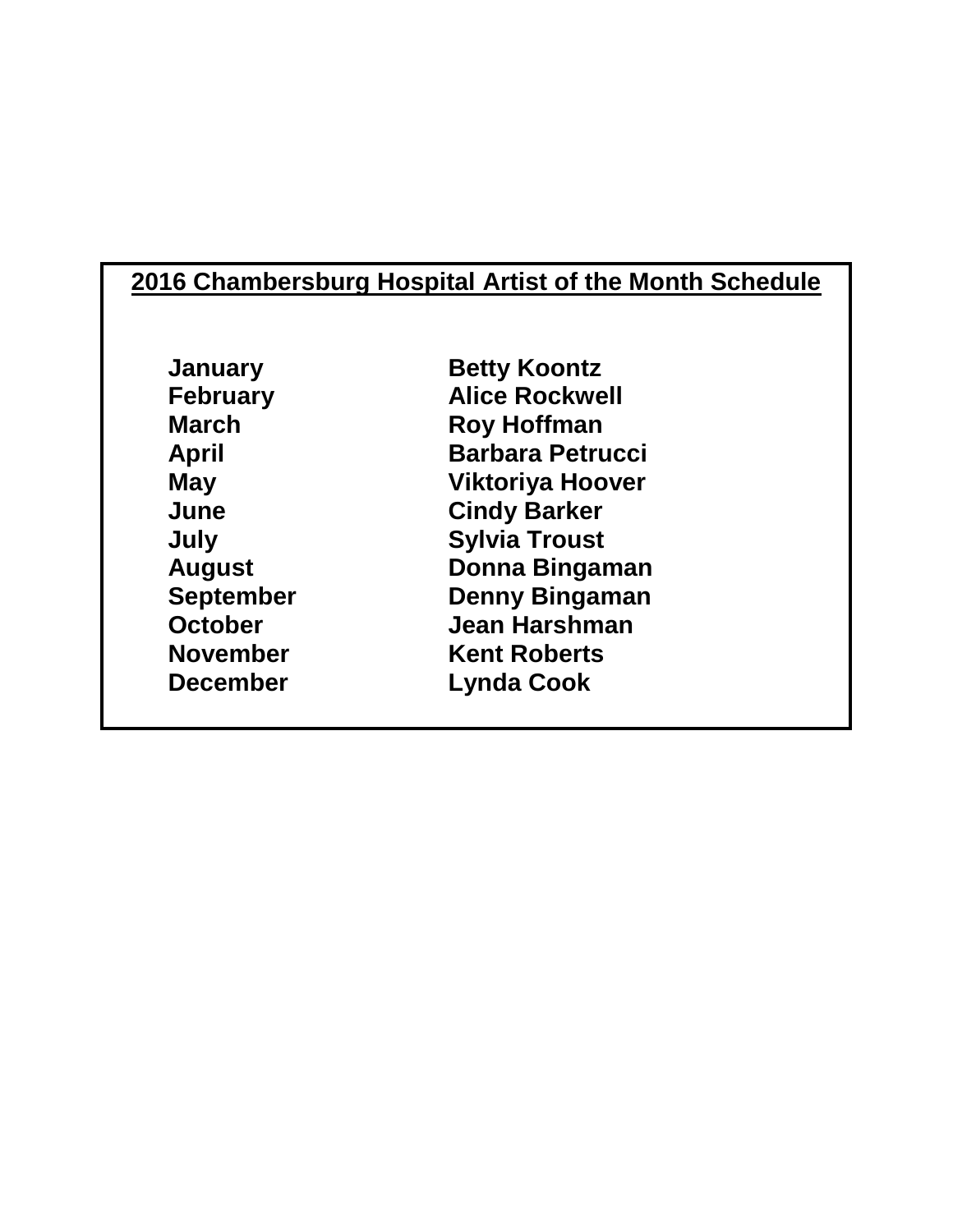## 2016 Chambersburg Hospital Artist of the Month Schedule

| | |
|---|---|
| **January** | **Betty Koontz** |
| **February** | **Alice Rockwell** |
| **March** | **Roy Hoffman** |
| **April** | **Barbara Petrucci** |
| **May** | **Viktoriya Hoover** |
| **June** | **Cindy Barker** |
| **July** | **Sylvia Troust** |
| **August** | **Donna Bingaman** |
| **September** | **Denny Bingaman** |
| **October** | **Jean Harshman** |
| **November** | **Kent Roberts** |
| **December** | **Lynda Cook** |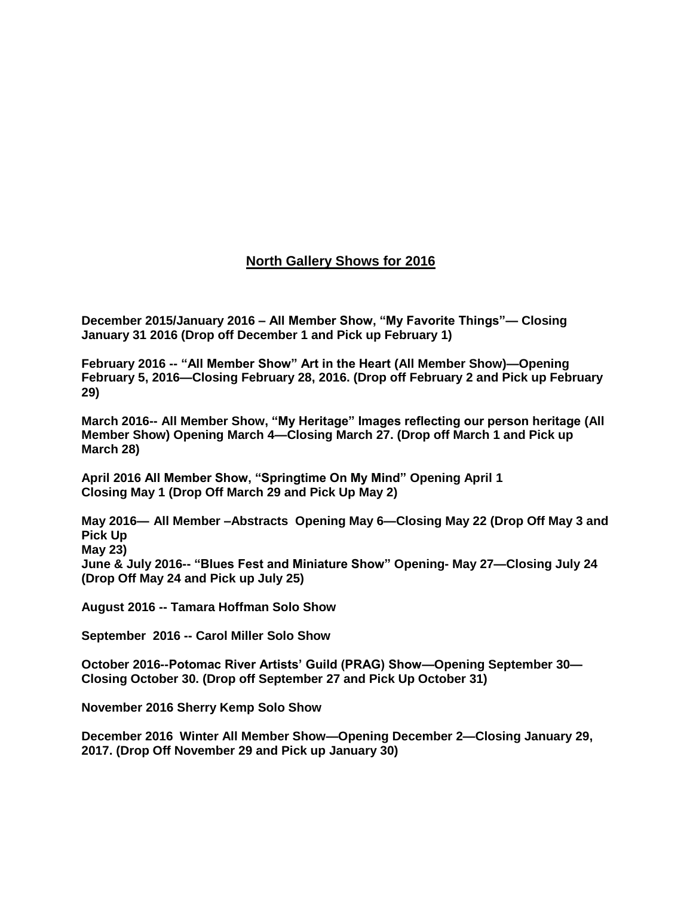## North Gallery Shows for 2016

**December 2015/January 2016 – All Member Show, "My Favorite Things"— Closing January 31 2016 (Drop off December 1 and Pick up February 1)**

**February 2016 -- "All Member Show" Art in the Heart (All Member Show)—Opening February 5, 2016—Closing February 28, 2016. (Drop off February 2 and Pick up February 29)**

**March 2016-- All Member Show, "My Heritage" Images reflecting our person heritage (All Member Show) Opening March 4—Closing March 27. (Drop off March 1 and Pick up March 28)**

**April 2016 All Member Show, "Springtime On My Mind" Opening April 1 Closing May 1 (Drop Off March 29 and Pick Up May 2)**

**May 2016— All Member –Abstracts Opening May 6—Closing May 22 (Drop Off May 3 and Pick Up May 23)**

**June & July 2016-- "Blues Fest and Miniature Show" Opening- May 27—Closing July 24 (Drop Off May 24 and Pick up July 25)**

**August 2016 -- Tamara Hoffman Solo Show**

**September 2016 -- Carol Miller Solo Show**

**October 2016--Potomac River Artists' Guild (PRAG) Show—Opening September 30—Closing October 30. (Drop off September 27 and Pick Up October 31)**

**November 2016 Sherry Kemp Solo Show**

**December 2016 Winter All Member Show—Opening December 2—Closing January 29, 2017. (Drop Off November 29 and Pick up January 30)**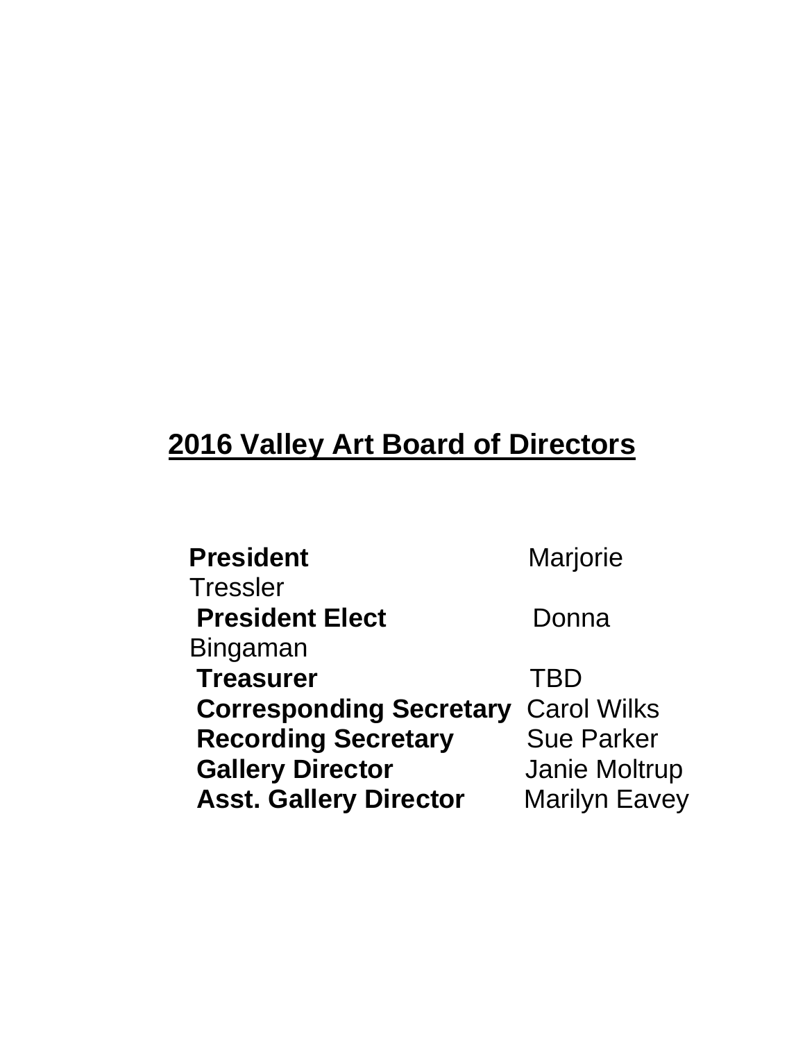## 2016 Valley Art Board of Directors

| | |
|---|---|
| **President** | Marjorie Tressler |
| **President Elect** | Donna Bingaman |
| **Treasurer** | TBD |
| **Corresponding Secretary** | Carol Wilks |
| **Recording Secretary** | Sue Parker |
| **Gallery Director** | Janie Moltrup |
| **Asst. Gallery Director** | Marilyn Eavey |